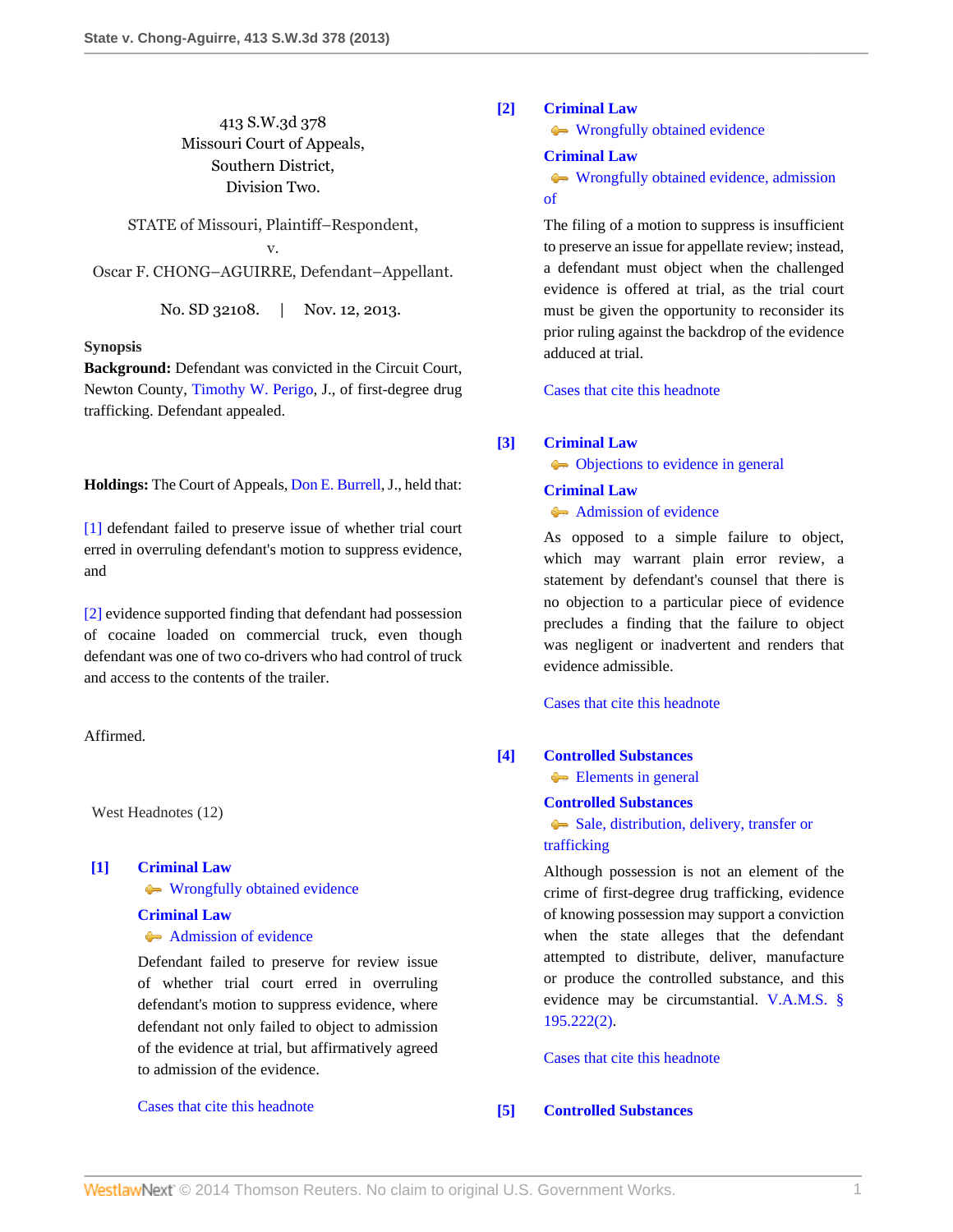413 S.W.3d 378
Missouri Court of Appeals,
Southern District,
Division Two.

STATE of Missouri, Plaintiff–Respondent,
v.
Oscar F. CHONG–AGUIRRE, Defendant–Appellant.

No. SD 32108. | Nov. 12, 2013.

**Synopsis**

**Background:** Defendant was convicted in the Circuit Court, Newton County, Timothy W. Perigo, J., of first-degree drug trafficking. Defendant appealed.

**Holdings:** The Court of Appeals, Don E. Burrell, J., held that:

[1] defendant failed to preserve issue of whether trial court erred in overruling defendant's motion to suppress evidence, and

[2] evidence supported finding that defendant had possession of cocaine loaded on commercial truck, even though defendant was one of two co-drivers who had control of truck and access to the contents of the trailer.

Affirmed.

West Headnotes (12)

**[1]** **Criminal Law**
Wrongfully obtained evidence
**Criminal Law**
Admission of evidence

Defendant failed to preserve for review issue of whether trial court erred in overruling defendant's motion to suppress evidence, where defendant not only failed to object to admission of the evidence at trial, but affirmatively agreed to admission of the evidence.

Cases that cite this headnote

**[2]** **Criminal Law**
Wrongfully obtained evidence
**Criminal Law**
Wrongfully obtained evidence, admission of

The filing of a motion to suppress is insufficient to preserve an issue for appellate review; instead, a defendant must object when the challenged evidence is offered at trial, as the trial court must be given the opportunity to reconsider its prior ruling against the backdrop of the evidence adduced at trial.

Cases that cite this headnote

**[3]** **Criminal Law**
Objections to evidence in general
**Criminal Law**
Admission of evidence

As opposed to a simple failure to object, which may warrant plain error review, a statement by defendant's counsel that there is no objection to a particular piece of evidence precludes a finding that the failure to object was negligent or inadvertent and renders that evidence admissible.

Cases that cite this headnote

**[4]** **Controlled Substances**
Elements in general
**Controlled Substances**
Sale, distribution, delivery, transfer or trafficking

Although possession is not an element of the crime of first-degree drug trafficking, evidence of knowing possession may support a conviction when the state alleges that the defendant attempted to distribute, deliver, manufacture or produce the controlled substance, and this evidence may be circumstantial. V.A.M.S. § 195.222(2).

Cases that cite this headnote

**[5]** **Controlled Substances**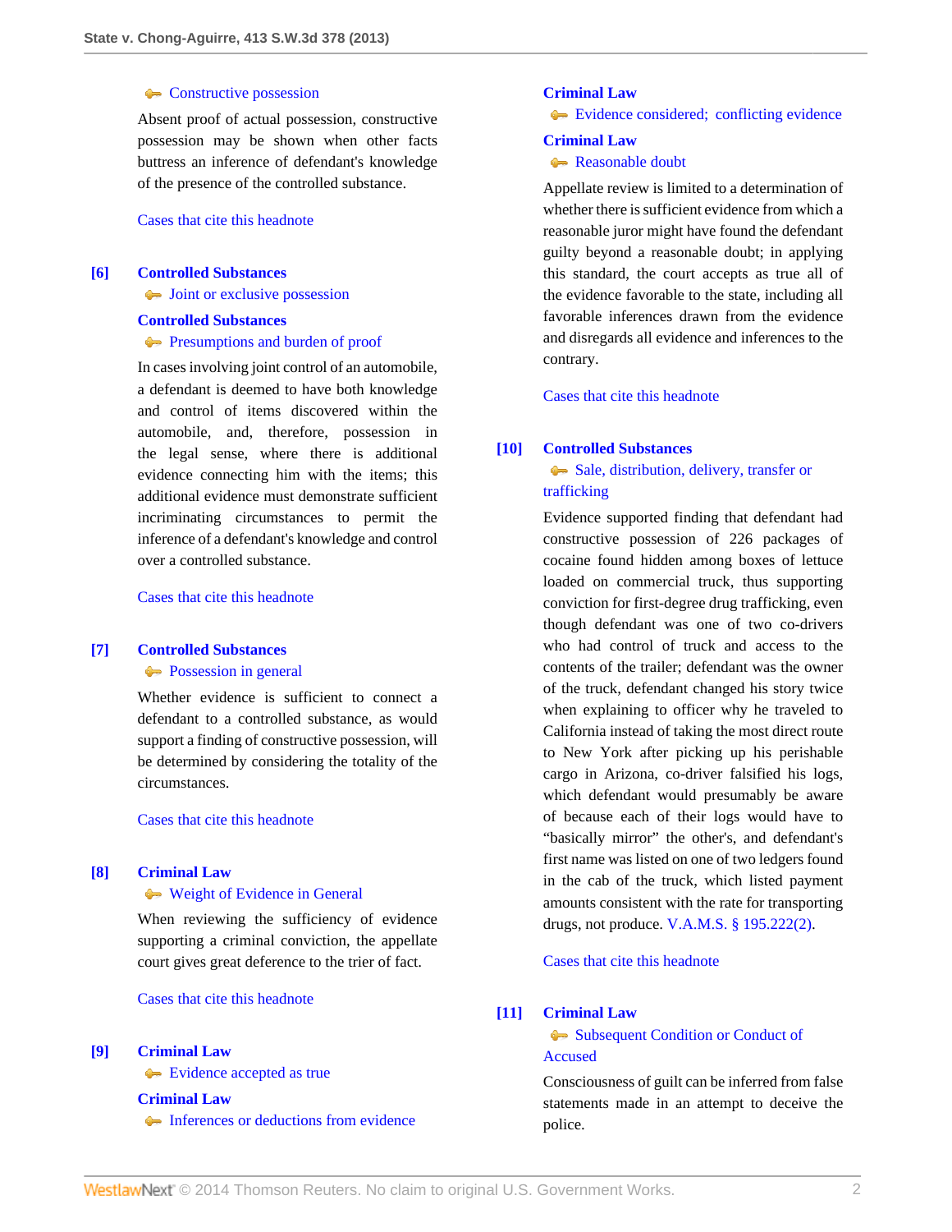Constructive possession

Absent proof of actual possession, constructive possession may be shown when other facts buttress an inference of defendant's knowledge of the presence of the controlled substance.

Cases that cite this headnote

**[6]** **Controlled Substances**
Joint or exclusive possession
**Controlled Substances**
Presumptions and burden of proof

In cases involving joint control of an automobile, a defendant is deemed to have both knowledge and control of items discovered within the automobile, and, therefore, possession in the legal sense, where there is additional evidence connecting him with the items; this additional evidence must demonstrate sufficient incriminating circumstances to permit the inference of a defendant's knowledge and control over a controlled substance.

Cases that cite this headnote

**[7]** **Controlled Substances**
Possession in general

Whether evidence is sufficient to connect a defendant to a controlled substance, as would support a finding of constructive possession, will be determined by considering the totality of the circumstances.

Cases that cite this headnote

**[8]** **Criminal Law**
Weight of Evidence in General

When reviewing the sufficiency of evidence supporting a criminal conviction, the appellate court gives great deference to the trier of fact.

Cases that cite this headnote

**[9]** **Criminal Law**
Evidence accepted as true
**Criminal Law**
Inferences or deductions from evidence
**Criminal Law**
Evidence considered; conflicting evidence
**Criminal Law**
Reasonable doubt

Appellate review is limited to a determination of whether there is sufficient evidence from which a reasonable juror might have found the defendant guilty beyond a reasonable doubt; in applying this standard, the court accepts as true all of the evidence favorable to the state, including all favorable inferences drawn from the evidence and disregards all evidence and inferences to the contrary.

Cases that cite this headnote

**[10]** **Controlled Substances**
Sale, distribution, delivery, transfer or trafficking

Evidence supported finding that defendant had constructive possession of 226 packages of cocaine found hidden among boxes of lettuce loaded on commercial truck, thus supporting conviction for first-degree drug trafficking, even though defendant was one of two co-drivers who had control of truck and access to the contents of the trailer; defendant was the owner of the truck, defendant changed his story twice when explaining to officer why he traveled to California instead of taking the most direct route to New York after picking up his perishable cargo in Arizona, co-driver falsified his logs, which defendant would presumably be aware of because each of their logs would have to "basically mirror" the other's, and defendant's first name was listed on one of two ledgers found in the cab of the truck, which listed payment amounts consistent with the rate for transporting drugs, not produce. V.A.M.S. § 195.222(2).

Cases that cite this headnote

**[11]** **Criminal Law**
Subsequent Condition or Conduct of Accused

Consciousness of guilt can be inferred from false statements made in an attempt to deceive the police.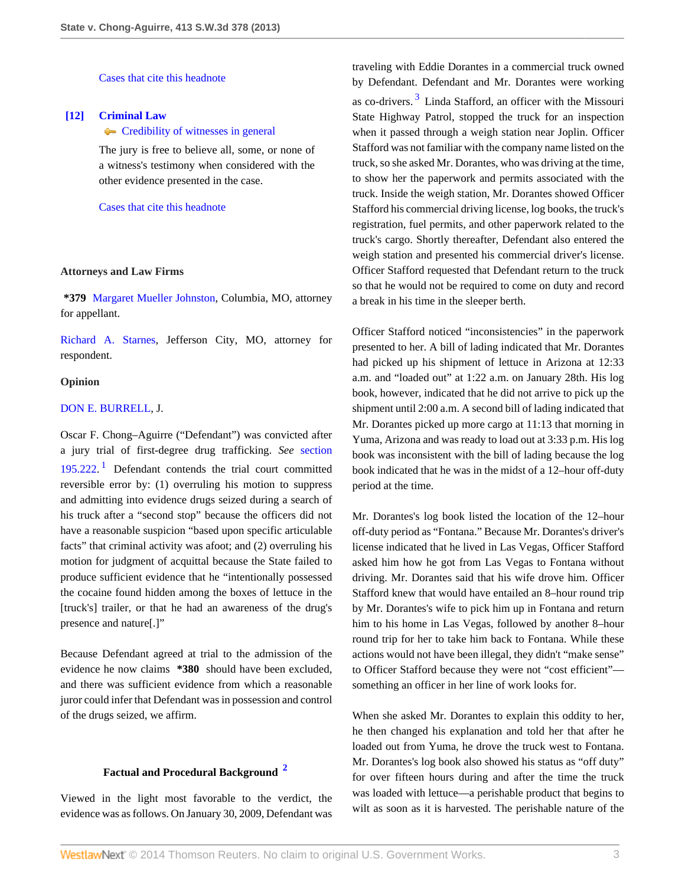Cases that cite this headnote

**[12]** **Criminal Law**
Credibility of witnesses in general

The jury is free to believe all, some, or none of a witness's testimony when considered with the other evidence presented in the case.

Cases that cite this headnote

**Attorneys and Law Firms**

**\*379** Margaret Mueller Johnston, Columbia, MO, attorney for appellant.

Richard A. Starnes, Jefferson City, MO, attorney for respondent.

**Opinion**

DON E. BURRELL, J.

Oscar F. Chong–Aguirre ("Defendant") was convicted after a jury trial of first-degree drug trafficking. *See* section 195.222.[1] Defendant contends the trial court committed reversible error by: (1) overruling his motion to suppress and admitting into evidence drugs seized during a search of his truck after a "second stop" because the officers did not have a reasonable suspicion "based upon specific articulable facts" that criminal activity was afoot; and (2) overruling his motion for judgment of acquittal because the State failed to produce sufficient evidence that he "intentionally possessed the cocaine found hidden among the boxes of lettuce in the [truck's] trailer, or that he had an awareness of the drug's presence and nature[.]"

Because Defendant agreed at trial to the admission of the evidence he now claims **\*380** should have been excluded, and there was sufficient evidence from which a reasonable juror could infer that Defendant was in possession and control of the drugs seized, we affirm.

**Factual and Procedural Background** [2]

Viewed in the light most favorable to the verdict, the evidence was as follows. On January 30, 2009, Defendant was traveling with Eddie Dorantes in a commercial truck owned by Defendant. Defendant and Mr. Dorantes were working as co-drivers.[3] Linda Stafford, an officer with the Missouri State Highway Patrol, stopped the truck for an inspection when it passed through a weigh station near Joplin. Officer Stafford was not familiar with the company name listed on the truck, so she asked Mr. Dorantes, who was driving at the time, to show her the paperwork and permits associated with the truck. Inside the weigh station, Mr. Dorantes showed Officer Stafford his commercial driving license, log books, the truck's registration, fuel permits, and other paperwork related to the truck's cargo. Shortly thereafter, Defendant also entered the weigh station and presented his commercial driver's license. Officer Stafford requested that Defendant return to the truck so that he would not be required to come on duty and record a break in his time in the sleeper berth.

Officer Stafford noticed "inconsistencies" in the paperwork presented to her. A bill of lading indicated that Mr. Dorantes had picked up his shipment of lettuce in Arizona at 12:33 a.m. and "loaded out" at 1:22 a.m. on January 28th. His log book, however, indicated that he did not arrive to pick up the shipment until 2:00 a.m. A second bill of lading indicated that Mr. Dorantes picked up more cargo at 11:13 that morning in Yuma, Arizona and was ready to load out at 3:33 p.m. His log book was inconsistent with the bill of lading because the log book indicated that he was in the midst of a 12–hour off-duty period at the time.

Mr. Dorantes's log book listed the location of the 12–hour off-duty period as "Fontana." Because Mr. Dorantes's driver's license indicated that he lived in Las Vegas, Officer Stafford asked him how he got from Las Vegas to Fontana without driving. Mr. Dorantes said that his wife drove him. Officer Stafford knew that would have entailed an 8–hour round trip by Mr. Dorantes's wife to pick him up in Fontana and return him to his home in Las Vegas, followed by another 8–hour round trip for her to take him back to Fontana. While these actions would not have been illegal, they didn't "make sense" to Officer Stafford because they were not "cost efficient"—something an officer in her line of work looks for.

When she asked Mr. Dorantes to explain this oddity to her, he then changed his explanation and told her that after he loaded out from Yuma, he drove the truck west to Fontana. Mr. Dorantes's log book also showed his status as "off duty" for over fifteen hours during and after the time the truck was loaded with lettuce—a perishable product that begins to wilt as soon as it is harvested. The perishable nature of the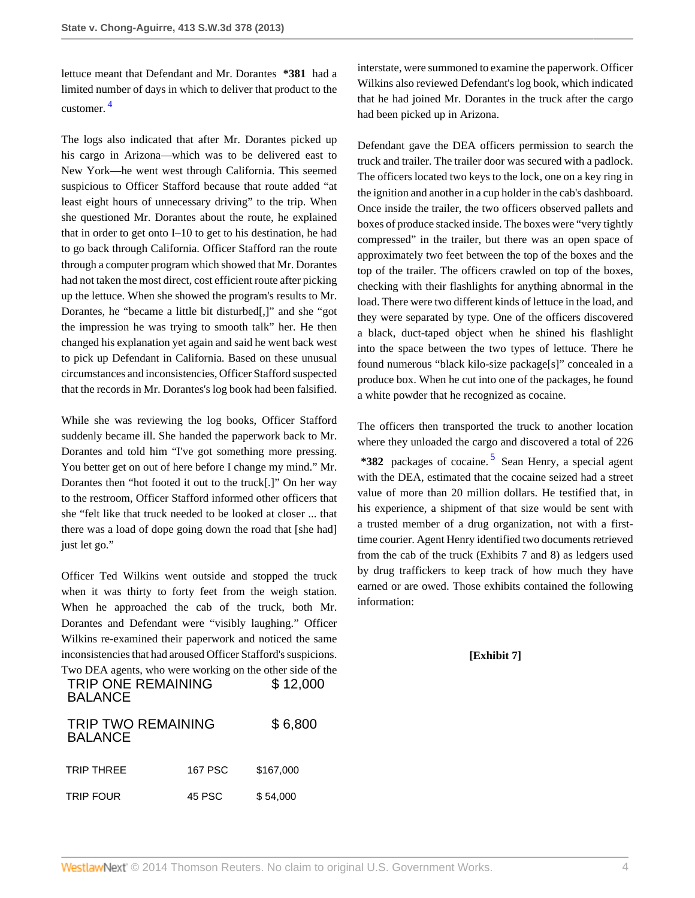lettuce meant that Defendant and Mr. Dorantes **\*381** had a limited number of days in which to deliver that product to the customer.[4]

The logs also indicated that after Mr. Dorantes picked up his cargo in Arizona—which was to be delivered east to New York—he went west through California. This seemed suspicious to Officer Stafford because that route added "at least eight hours of unnecessary driving" to the trip. When she questioned Mr. Dorantes about the route, he explained that in order to get onto I–10 to get to his destination, he had to go back through California. Officer Stafford ran the route through a computer program which showed that Mr. Dorantes had not taken the most direct, cost efficient route after picking up the lettuce. When she showed the program's results to Mr. Dorantes, he "became a little bit disturbed[,]" and she "got the impression he was trying to smooth talk" her. He then changed his explanation yet again and said he went back west to pick up Defendant in California. Based on these unusual circumstances and inconsistencies, Officer Stafford suspected that the records in Mr. Dorantes's log book had been falsified.

While she was reviewing the log books, Officer Stafford suddenly became ill. She handed the paperwork back to Mr. Dorantes and told him "I've got something more pressing. You better get on out of here before I change my mind." Mr. Dorantes then "hot footed it out to the truck[.]" On her way to the restroom, Officer Stafford informed other officers that she "felt like that truck needed to be looked at closer ... that there was a load of dope going down the road that [she had] just let go."

Officer Ted Wilkins went outside and stopped the truck when it was thirty to forty feet from the weigh station. When he approached the cab of the truck, both Mr. Dorantes and Defendant were "visibly laughing." Officer Wilkins re-examined their paperwork and noticed the same inconsistencies that had aroused Officer Stafford's suspicions. Two DEA agents, who were working on the other side of the interstate, were summoned to examine the paperwork. Officer Wilkins also reviewed Defendant's log book, which indicated that he had joined Mr. Dorantes in the truck after the cargo had been picked up in Arizona.

Defendant gave the DEA officers permission to search the truck and trailer. The trailer door was secured with a padlock. The officers located two keys to the lock, one on a key ring in the ignition and another in a cup holder in the cab's dashboard. Once inside the trailer, the two officers observed pallets and boxes of produce stacked inside. The boxes were "very tightly compressed" in the trailer, but there was an open space of approximately two feet between the top of the boxes and the top of the trailer. The officers crawled on top of the boxes, checking with their flashlights for anything abnormal in the load. There were two different kinds of lettuce in the load, and they were separated by type. One of the officers discovered a black, duct-taped object when he shined his flashlight into the space between the two types of lettuce. There he found numerous "black kilo-size package[s]" concealed in a produce box. When he cut into one of the packages, he found a white powder that he recognized as cocaine.

The officers then transported the truck to another location where they unloaded the cargo and discovered a total of 226 **\*382** packages of cocaine.[5] Sean Henry, a special agent with the DEA, estimated that the cocaine seized had a street value of more than 20 million dollars. He testified that, in his experience, a shipment of that size would be sent with a trusted member of a drug organization, not with a first-time courier. Agent Henry identified two documents retrieved from the cab of the truck (Exhibits 7 and 8) as ledgers used by drug traffickers to keep track of how much they have earned or are owed. Those exhibits contained the following information:

**[Exhibit 7]**

| | | |
|---|---|---|
| TRIP ONE REMAINING BALANCE | | $ 12,000 |
| TRIP TWO REMAINING BALANCE | | $ 6,800 |
| TRIP THREE | 167 PSC | $167,000 |
| TRIP FOUR | 45 PSC | $ 54,000 |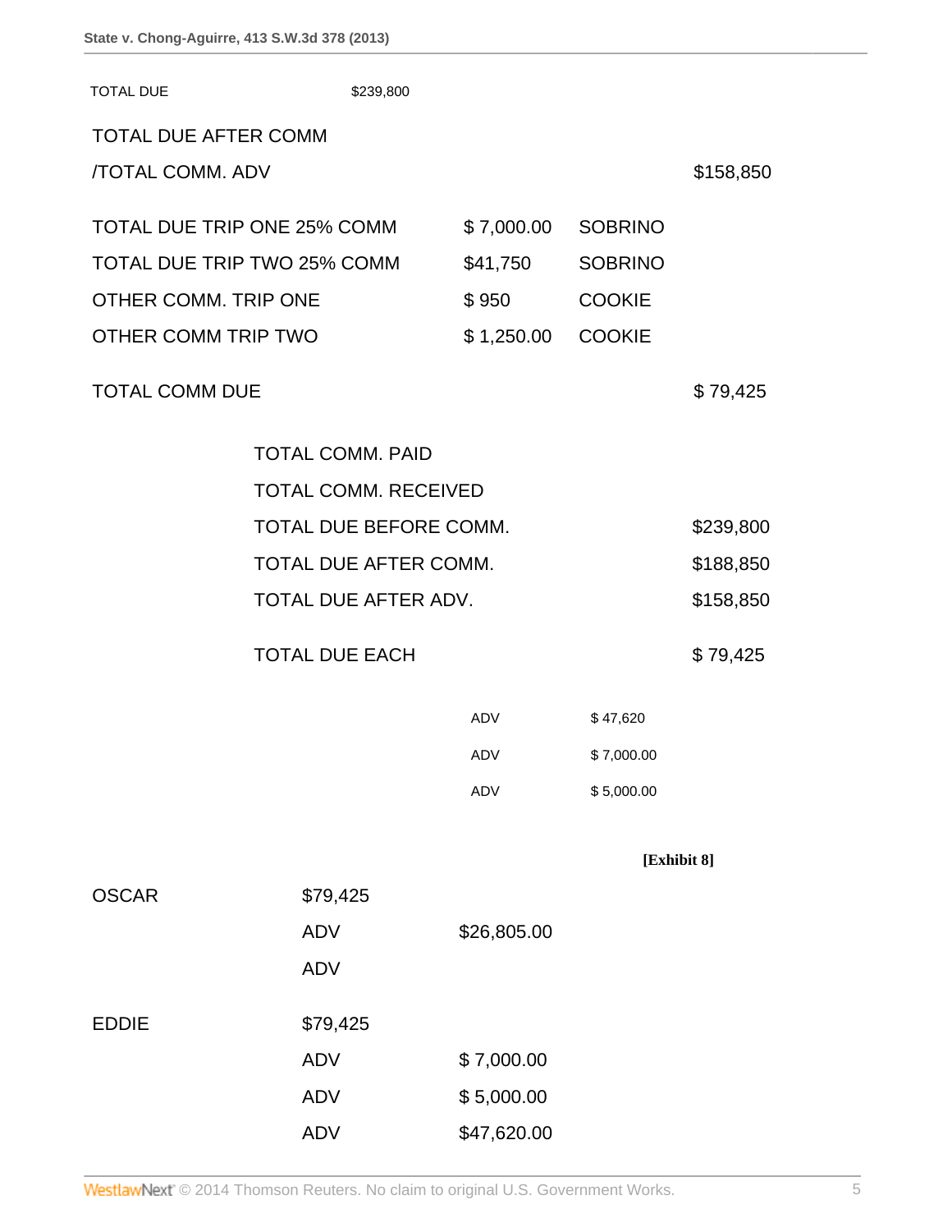| | | | |
|---|---|---|---|
| TOTAL DUE | $239,800 | | |
| TOTAL DUE AFTER COMM | | | |
| /TOTAL COMM. ADV | | | $158,850 |
| TOTAL DUE TRIP ONE 25% COMM | $ 7,000.00 | SOBRINO | |
| TOTAL DUE TRIP TWO 25% COMM | $41,750 | SOBRINO | |
| OTHER COMM. TRIP ONE | $ 950 | COOKIE | |
| OTHER COMM TRIP TWO | $ 1,250.00 | COOKIE | |
| TOTAL COMM DUE | | | $ 79,425 |

| | | |
|---|---|---|
| TOTAL COMM. PAID | | |
| TOTAL COMM. RECEIVED | | |
| TOTAL DUE BEFORE COMM. | | $239,800 |
| TOTAL DUE AFTER COMM. | | $188,850 |
| TOTAL DUE AFTER ADV. | | $158,850 |
| TOTAL DUE EACH | | $ 79,425 |
| ADV | $ 47,620 | |
| ADV | $ 7,000.00 | |
| ADV | $ 5,000.00 | |

**[Exhibit 8]**

| | | |
|---|---|---|
| OSCAR | $79,425 | |
| | ADV | $26,805.00 |
| | ADV | |
| EDDIE | $79,425 | |
| | ADV | $ 7,000.00 |
| | ADV | $ 5,000.00 |
| | ADV | $47,620.00 |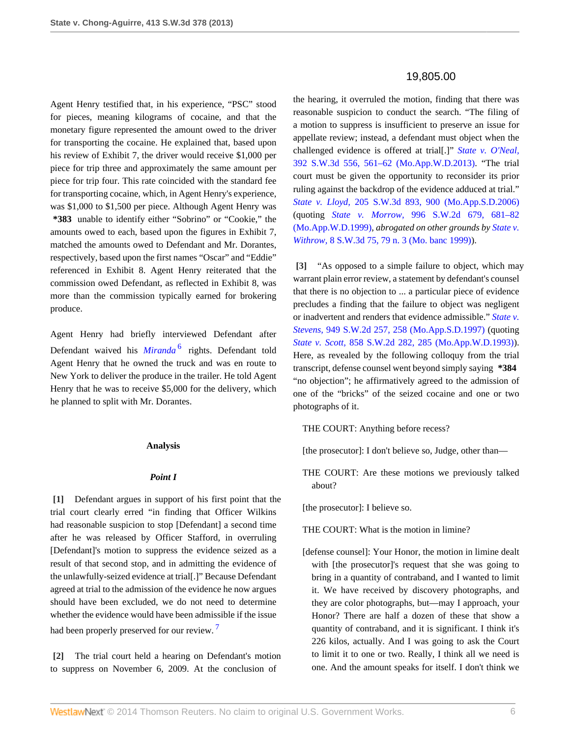19,805.00

Agent Henry testified that, in his experience, "PSC" stood for pieces, meaning kilograms of cocaine, and that the monetary figure represented the amount owed to the driver for transporting the cocaine. He explained that, based upon his review of Exhibit 7, the driver would receive $1,000 per piece for trip three and approximately the same amount per piece for trip four. This rate coincided with the standard fee for transporting cocaine, which, in Agent Henry's experience, was $1,000 to $1,500 per piece. Although Agent Henry was **\*383** unable to identify either "Sobrino" or "Cookie," the amounts owed to each, based upon the figures in Exhibit 7, matched the amounts owed to Defendant and Mr. Dorantes, respectively, based upon the first names "Oscar" and "Eddie" referenced in Exhibit 8. Agent Henry reiterated that the commission owed Defendant, as reflected in Exhibit 8, was more than the commission typically earned for brokering produce.

Agent Henry had briefly interviewed Defendant after Defendant waived his *Miranda*[6] rights. Defendant told Agent Henry that he owned the truck and was en route to New York to deliver the produce in the trailer. He told Agent Henry that he was to receive $5,000 for the delivery, which he planned to split with Mr. Dorantes.

## Analysis

### *Point I*

**[1]** Defendant argues in support of his first point that the trial court clearly erred "in finding that Officer Wilkins had reasonable suspicion to stop [Defendant] a second time after he was released by Officer Stafford, in overruling [Defendant]'s motion to suppress the evidence seized as a result of that second stop, and in admitting the evidence of the unlawfully-seized evidence at trial[.]" Because Defendant agreed at trial to the admission of the evidence he now argues should have been excluded, we do not need to determine whether the evidence would have been admissible if the issue had been properly preserved for our review.[7]

**[2]** The trial court held a hearing on Defendant's motion to suppress on November 6, 2009. At the conclusion of the hearing, it overruled the motion, finding that there was reasonable suspicion to conduct the search. "The filing of a motion to suppress is insufficient to preserve an issue for appellate review; instead, a defendant must object when the challenged evidence is offered at trial[.]" *State v. O'Neal,* 392 S.W.3d 556, 561–62 (Mo.App.W.D.2013). "The trial court must be given the opportunity to reconsider its prior ruling against the backdrop of the evidence adduced at trial." *State v. Lloyd,* 205 S.W.3d 893, 900 (Mo.App.S.D.2006) (quoting *State v. Morrow,* 996 S.W.2d 679, 681–82 (Mo.App.W.D.1999), *abrogated on other grounds by State v. Withrow,* 8 S.W.3d 75, 79 n. 3 (Mo. banc 1999)).

**[3]** "As opposed to a simple failure to object, which may warrant plain error review, a statement by defendant's counsel that there is no objection to ... a particular piece of evidence precludes a finding that the failure to object was negligent or inadvertent and renders that evidence admissible." *State v. Stevens,* 949 S.W.2d 257, 258 (Mo.App.S.D.1997) (quoting *State v. Scott,* 858 S.W.2d 282, 285 (Mo.App.W.D.1993)). Here, as revealed by the following colloquy from the trial transcript, defense counsel went beyond simply saying **\*384** "no objection"; he affirmatively agreed to the admission of one of the "bricks" of the seized cocaine and one or two photographs of it.

> THE COURT: Anything before recess?
>
> [the prosecutor]: I don't believe so, Judge, other than—
>
> THE COURT: Are these motions we previously talked about?
>
> [the prosecutor]: I believe so.
>
> THE COURT: What is the motion in limine?
>
> [defense counsel]: Your Honor, the motion in limine dealt with [the prosecutor]'s request that she was going to bring in a quantity of contraband, and I wanted to limit it. We have received by discovery photographs, and they are color photographs, but—may I approach, your Honor? There are half a dozen of these that show a quantity of contraband, and it is significant. I think it's 226 kilos, actually. And I was going to ask the Court to limit it to one or two. Really, I think all we need is one. And the amount speaks for itself. I don't think we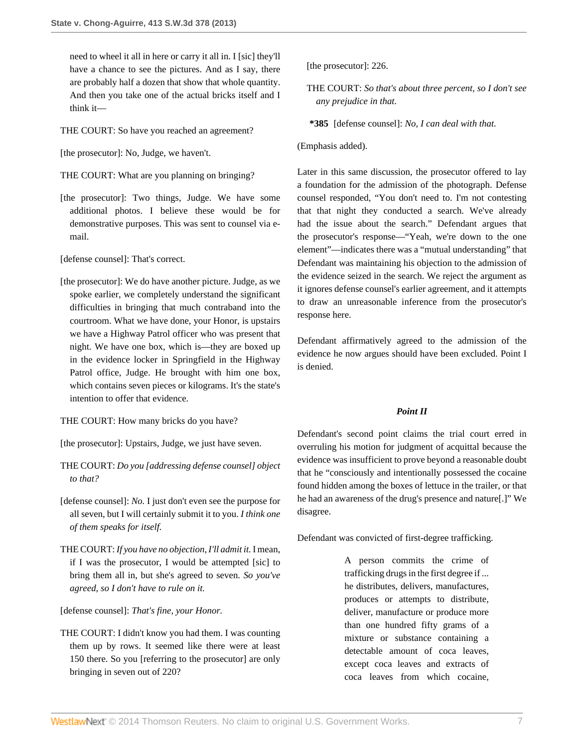need to wheel it all in here or carry it all in. I [sic] they'll have a chance to see the pictures. And as I say, there are probably half a dozen that show that whole quantity. And then you take one of the actual bricks itself and I think it—

THE COURT: So have you reached an agreement?

[the prosecutor]: No, Judge, we haven't.

THE COURT: What are you planning on bringing?

[the prosecutor]: Two things, Judge. We have some additional photos. I believe these would be for demonstrative purposes. This was sent to counsel via e-mail.

[defense counsel]: That's correct.

[the prosecutor]: We do have another picture. Judge, as we spoke earlier, we completely understand the significant difficulties in bringing that much contraband into the courtroom. What we have done, your Honor, is upstairs we have a Highway Patrol officer who was present that night. We have one box, which is—they are boxed up in the evidence locker in Springfield in the Highway Patrol office, Judge. He brought with him one box, which contains seven pieces or kilograms. It's the state's intention to offer that evidence.

THE COURT: How many bricks do you have?

[the prosecutor]: Upstairs, Judge, we just have seven.

THE COURT: *Do you [addressing defense counsel] object to that?*

[defense counsel]: *No.* I just don't even see the purpose for all seven, but I will certainly submit it to you. *I think one of them speaks for itself.*

THE COURT: *If you have no objection, I'll admit it.* I mean, if I was the prosecutor, I would be attempted [sic] to bring them all in, but she's agreed to seven. *So you've agreed, so I don't have to rule on it.*

[defense counsel]: *That's fine, your Honor.*

THE COURT: I didn't know you had them. I was counting them up by rows. It seemed like there were at least 150 there. So you [referring to the prosecutor] are only bringing in seven out of 220?

[the prosecutor]: 226.

THE COURT: *So that's about three percent, so I don't see any prejudice in that.*

**\*385** [defense counsel]: *No, I can deal with that.*

(Emphasis added).

Later in this same discussion, the prosecutor offered to lay a foundation for the admission of the photograph. Defense counsel responded, "You don't need to. I'm not contesting that that night they conducted a search. We've already had the issue about the search." Defendant argues that the prosecutor's response—"Yeah, we're down to the one element"—indicates there was a "mutual understanding" that Defendant was maintaining his objection to the admission of the evidence seized in the search. We reject the argument as it ignores defense counsel's earlier agreement, and it attempts to draw an unreasonable inference from the prosecutor's response here.

Defendant affirmatively agreed to the admission of the evidence he now argues should have been excluded. Point I is denied.

### *Point II*

Defendant's second point claims the trial court erred in overruling his motion for judgment of acquittal because the evidence was insufficient to prove beyond a reasonable doubt that he "consciously and intentionally possessed the cocaine found hidden among the boxes of lettuce in the trailer, or that he had an awareness of the drug's presence and nature[.]" We disagree.

Defendant was convicted of first-degree trafficking.

> A person commits the crime of trafficking drugs in the first degree if ... he distributes, delivers, manufactures, produces or attempts to distribute, deliver, manufacture or produce more than one hundred fifty grams of a mixture or substance containing a detectable amount of coca leaves, except coca leaves and extracts of coca leaves from which cocaine,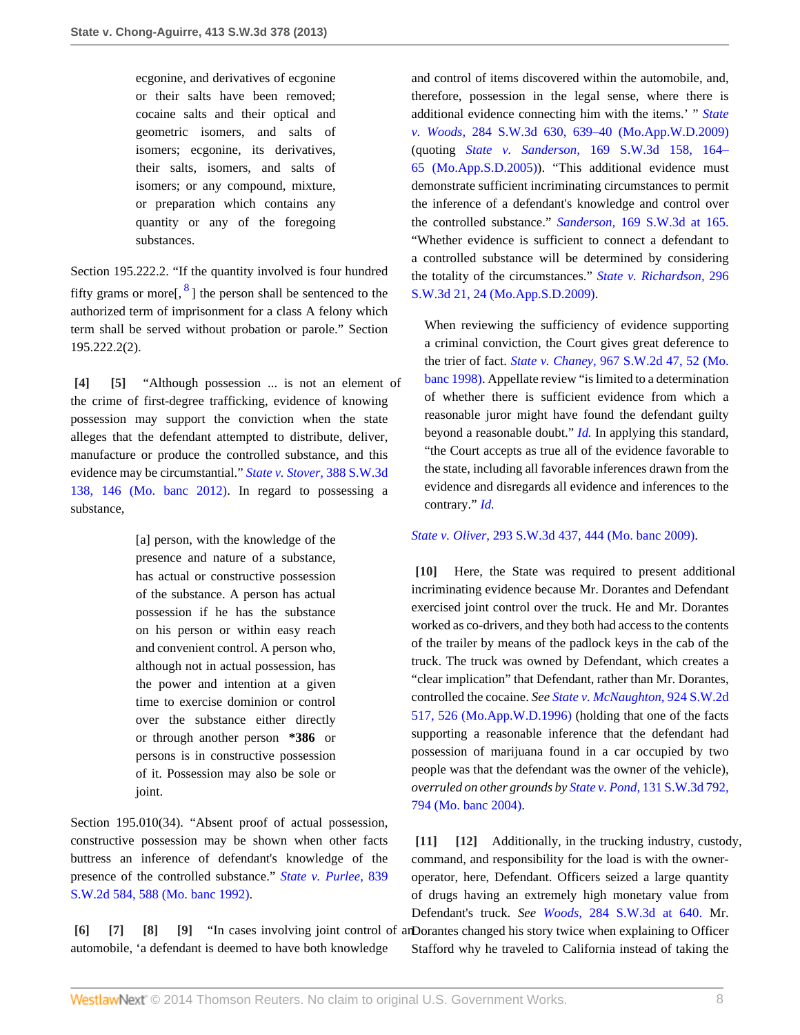> ecgonine, and derivatives of ecgonine or their salts have been removed; cocaine salts and their optical and geometric isomers, and salts of isomers; ecgonine, its derivatives, their salts, isomers, and salts of isomers; or any compound, mixture, or preparation which contains any quantity or any of the foregoing substances.

Section 195.222.2. "If the quantity involved is four hundred fifty grams or more[, [8] ] the person shall be sentenced to the authorized term of imprisonment for a class A felony which term shall be served without probation or parole." Section 195.222.2(2).

**[4] [5]** "Although possession ... is not an element of the crime of first-degree trafficking, evidence of knowing possession may support the conviction when the state alleges that the defendant attempted to distribute, deliver, manufacture or produce the controlled substance, and this evidence may be circumstantial." *State v. Stover,* 388 S.W.3d 138, 146 (Mo. banc 2012). In regard to possessing a substance,

> [a] person, with the knowledge of the presence and nature of a substance, has actual or constructive possession of the substance. A person has actual possession if he has the substance on his person or within easy reach and convenient control. A person who, although not in actual possession, has the power and intention at a given time to exercise dominion or control over the substance either directly or through another person **\*386** or persons is in constructive possession of it. Possession may also be sole or joint.

Section 195.010(34). "Absent proof of actual possession, constructive possession may be shown when other facts buttress an inference of defendant's knowledge of the presence of the controlled substance." *State v. Purlee,* 839 S.W.2d 584, 588 (Mo. banc 1992).

**[6] [7] [8] [9]** "In cases involving joint control of an automobile, 'a defendant is deemed to have both knowledge and control of items discovered within the automobile, and, therefore, possession in the legal sense, where there is additional evidence connecting him with the items.' " *State v. Woods,* 284 S.W.3d 630, 639–40 (Mo.App.W.D.2009) (quoting *State v. Sanderson,* 169 S.W.3d 158, 164–65 (Mo.App.S.D.2005)). "This additional evidence must demonstrate sufficient incriminating circumstances to permit the inference of a defendant's knowledge and control over the controlled substance." *Sanderson,* 169 S.W.3d at 165. "Whether evidence is sufficient to connect a defendant to a controlled substance will be determined by considering the totality of the circumstances." *State v. Richardson,* 296 S.W.3d 21, 24 (Mo.App.S.D.2009).

> When reviewing the sufficiency of evidence supporting a criminal conviction, the Court gives great deference to the trier of fact. *State v. Chaney,* 967 S.W.2d 47, 52 (Mo. banc 1998). Appellate review "is limited to a determination of whether there is sufficient evidence from which a reasonable juror might have found the defendant guilty beyond a reasonable doubt." *Id.* In applying this standard, "the Court accepts as true all of the evidence favorable to the state, including all favorable inferences drawn from the evidence and disregards all evidence and inferences to the contrary." *Id.*

*State v. Oliver,* 293 S.W.3d 437, 444 (Mo. banc 2009).

**[10]** Here, the State was required to present additional incriminating evidence because Mr. Dorantes and Defendant exercised joint control over the truck. He and Mr. Dorantes worked as co-drivers, and they both had access to the contents of the trailer by means of the padlock keys in the cab of the truck. The truck was owned by Defendant, which creates a "clear implication" that Defendant, rather than Mr. Dorantes, controlled the cocaine. *See State v. McNaughton,* 924 S.W.2d 517, 526 (Mo.App.W.D.1996) (holding that one of the facts supporting a reasonable inference that the defendant had possession of marijuana found in a car occupied by two people was that the defendant was the owner of the vehicle), *overruled on other grounds by State v. Pond,* 131 S.W.3d 792, 794 (Mo. banc 2004).

**[11] [12]** Additionally, in the trucking industry, custody, command, and responsibility for the load is with the owner-operator, here, Defendant. Officers seized a large quantity of drugs having an extremely high monetary value from Defendant's truck. *See Woods,* 284 S.W.3d at 640. Mr. Dorantes changed his story twice when explaining to Officer Stafford why he traveled to California instead of taking the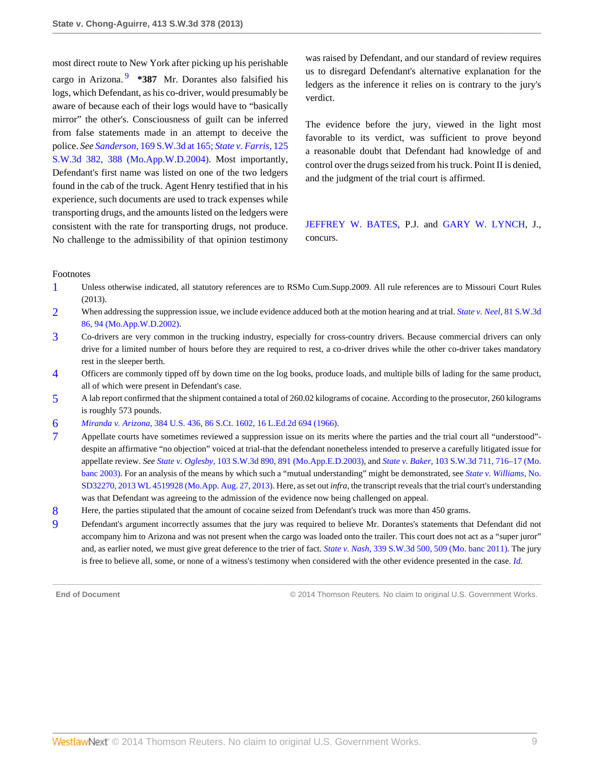most direct route to New York after picking up his perishable cargo in Arizona.[9] **\*387** Mr. Dorantes also falsified his logs, which Defendant, as his co-driver, would presumably be aware of because each of their logs would have to "basically mirror" the other's. Consciousness of guilt can be inferred from false statements made in an attempt to deceive the police. *See Sanderson,* 169 S.W.3d at 165; *State v. Farris,* 125 S.W.3d 382, 388 (Mo.App.W.D.2004). Most importantly, Defendant's first name was listed on one of the two ledgers found in the cab of the truck. Agent Henry testified that in his experience, such documents are used to track expenses while transporting drugs, and the amounts listed on the ledgers were consistent with the rate for transporting drugs, not produce. No challenge to the admissibility of that opinion testimony was raised by Defendant, and our standard of review requires us to disregard Defendant's alternative explanation for the ledgers as the inference it relies on is contrary to the jury's verdict.

The evidence before the jury, viewed in the light most favorable to its verdict, was sufficient to prove beyond a reasonable doubt that Defendant had knowledge of and control over the drugs seized from his truck. Point II is denied, and the judgment of the trial court is affirmed.

JEFFREY W. BATES, P.J. and GARY W. LYNCH, J., concurs.

Footnotes

1. Unless otherwise indicated, all statutory references are to RSMo Cum.Supp.2009. All rule references are to Missouri Court Rules (2013).
2. When addressing the suppression issue, we include evidence adduced both at the motion hearing and at trial. *State v. Neel,* 81 S.W.3d 86, 94 (Mo.App.W.D.2002).
3. Co-drivers are very common in the trucking industry, especially for cross-country drivers. Because commercial drivers can only drive for a limited number of hours before they are required to rest, a co-driver drives while the other co-driver takes mandatory rest in the sleeper berth.
4. Officers are commonly tipped off by down time on the log books, produce loads, and multiple bills of lading for the same product, all of which were present in Defendant's case.
5. A lab report confirmed that the shipment contained a total of 260.02 kilograms of cocaine. According to the prosecutor, 260 kilograms is roughly 573 pounds.
6. *Miranda v. Arizona,* 384 U.S. 436, 86 S.Ct. 1602, 16 L.Ed.2d 694 (1966).
7. Appellate courts have sometimes reviewed a suppression issue on its merits where the parties and the trial court all "understood"-despite an affirmative "no objection" voiced at trial-that the defendant nonetheless intended to preserve a carefully litigated issue for appellate review. *See State v. Oglesby,* 103 S.W.3d 890, 891 (Mo.App.E.D.2003), and *State v. Baker,* 103 S.W.3d 711, 716–17 (Mo. banc 2003). For an analysis of the means by which such a "mutual understanding" might be demonstrated, see *State v. Williams,* No. SD32270, 2013 WL 4519928 (Mo.App. Aug. 27, 2013). Here, as set out *infra,* the transcript reveals that the trial court's understanding was that Defendant was agreeing to the admission of the evidence now being challenged on appeal.
8. Here, the parties stipulated that the amount of cocaine seized from Defendant's truck was more than 450 grams.
9. Defendant's argument incorrectly assumes that the jury was required to believe Mr. Dorantes's statements that Defendant did not accompany him to Arizona and was not present when the cargo was loaded onto the trailer. This court does not act as a "super juror" and, as earlier noted, we must give great deference to the trier of fact. *State v. Nash,* 339 S.W.3d 500, 509 (Mo. banc 2011). The jury is free to believe all, some, or none of a witness's testimony when considered with the other evidence presented in the case. *Id.*

End of Document © 2014 Thomson Reuters. No claim to original U.S. Government Works.